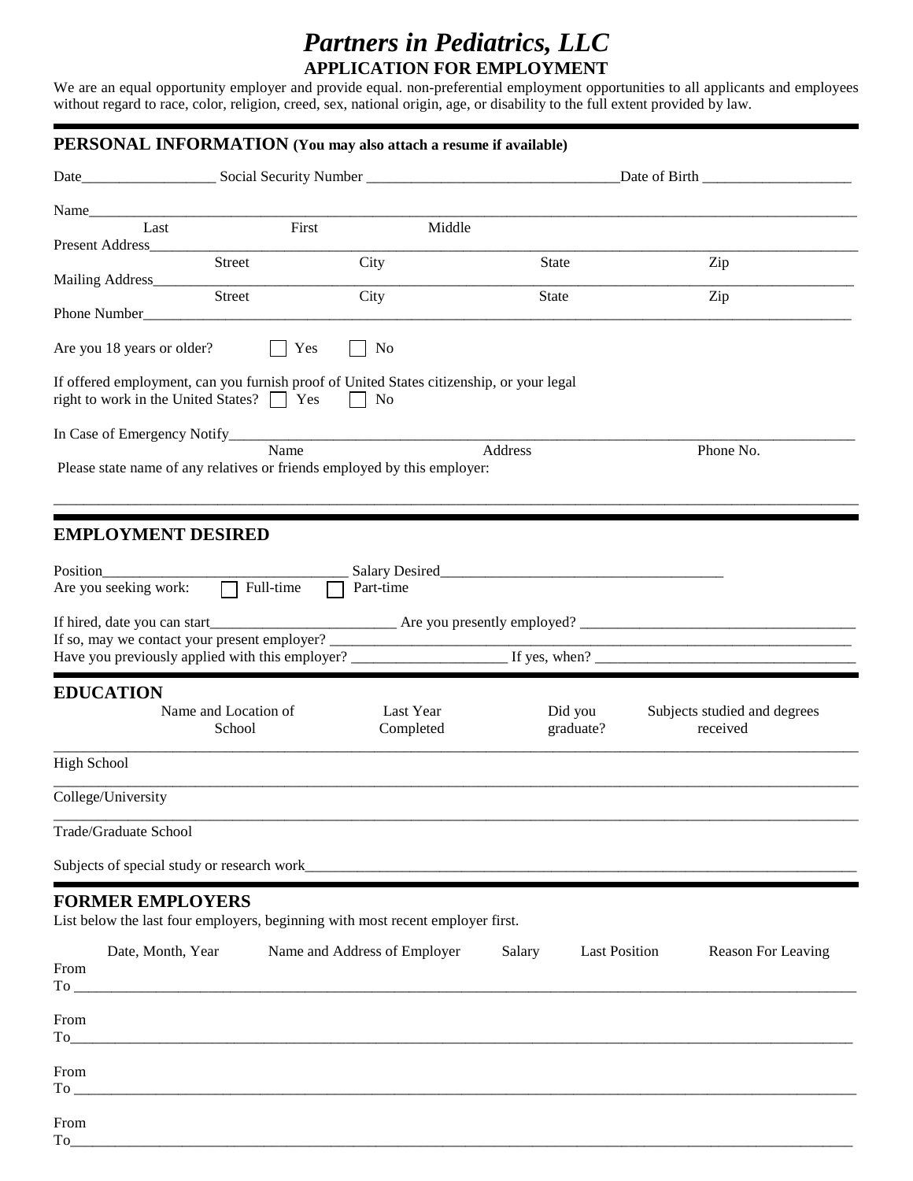# *Partners in Pediatrics, LLC*

## APPLICATION FOR EMPLOYMENT

We are an equal opportunity employer and provide equal. non-preferential employment opportunities to all applicants and employees without regard to race, color, religion, creed, sex, national origin, age, or disability to the full extent provided by law.

## PERSONAL INFORMATION (You may also attach a resume if available)

Date__________________ Social Security Number _________________________________Date of Birth ____________________

Name______________________________________________________________________________________________
Last First Middle

Present Address_______________________________________________________________________________________
Street City State Zip

Mailing Address_______________________________________________________________________________________
Street City State Zip

Phone Number_________________________________________________________________________________________

Are you 18 years or older? ☐ Yes ☐ No

If offered employment, can you furnish proof of United States citizenship, or your legal right to work in the United States? ☐ Yes ☐ No

In Case of Emergency Notify_____________________________________________________________________________
Name Address Phone No.

Please state name of any relatives or friends employed by this employer:

______________________________________________________________________________________________________

## EMPLOYMENT DESIRED

Position_________________________________ Salary Desired_____________________________________

Are you seeking work: ☐ Full-time ☐ Part-time

If hired, date you can start_________________________ Are you presently employed? ____________________________________

If so, may we contact your present employer? _____________________________________________________________________

Have you previously applied with this employer? _____________________ If yes, when? __________________________________

## EDUCATION

| | Name and Location of School | Last Year Completed | Did you graduate? | Subjects studied and degrees received |
|---|---|---|---|---|
| High School | | | | |
| College/University | | | | |
| Trade/Graduate School | | | | |

Subjects of special study or research work_____________________________________________________________________________

## FORMER EMPLOYERS

List below the last four employers, beginning with most recent employer first.

| Date, Month, Year | Name and Address of Employer | Salary | Last Position | Reason For Leaving |
|---|---|---|---|---|
| From<br>To | | | | |
| From<br>To | | | | |
| From<br>To | | | | |
| From<br>To | | | | |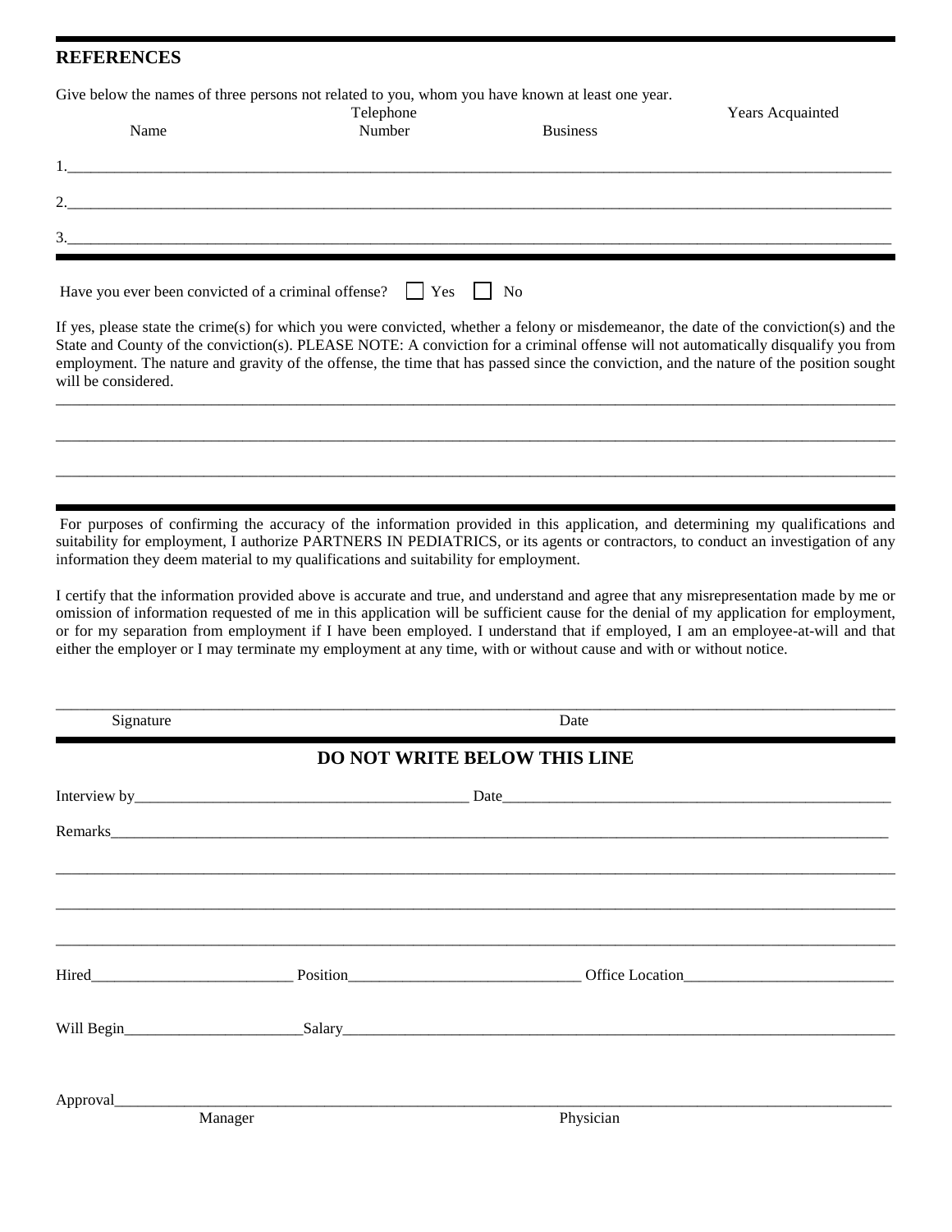## REFERENCES

Give below the names of three persons not related to you, whom you have known at least one year.

| Name | Telephone Number | Business | Years Acquainted |
|---|---|---|---|
| 1. | | | |
| 2. | | | |
| 3. | | | |

Have you ever been convicted of a criminal offense? ☐ Yes ☐ No

If yes, please state the crime(s) for which you were convicted, whether a felony or misdemeanor, the date of the conviction(s) and the State and County of the conviction(s). PLEASE NOTE: A conviction for a criminal offense will not automatically disqualify you from employment. The nature and gravity of the offense, the time that has passed since the conviction, and the nature of the position sought will be considered.

_______________________________________________

_______________________________________________

_______________________________________________

For purposes of confirming the accuracy of the information provided in this application, and determining my qualifications and suitability for employment, I authorize PARTNERS IN PEDIATRICS, or its agents or contractors, to conduct an investigation of any information they deem material to my qualifications and suitability for employment.

I certify that the information provided above is accurate and true, and understand and agree that any misrepresentation made by me or omission of information requested of me in this application will be sufficient cause for the denial of my application for employment, or for my separation from employment if I have been employed. I understand that if employed, I am an employee-at-will and that either the employer or I may terminate my employment at any time, with or without cause and with or without notice.

_______________________________________________

Signature　　　　　　　　　　Date

## DO NOT WRITE BELOW THIS LINE

Interview by____________________ Date____________________

Remarks_______________________________________________

_______________________________________________

_______________________________________________

_______________________________________________

Hired____________________ Position____________________ Office Location____________________

Will Begin____________________ Salary____________________

Approval_______________________________________________

Manager　　　　　　　　　　Physician